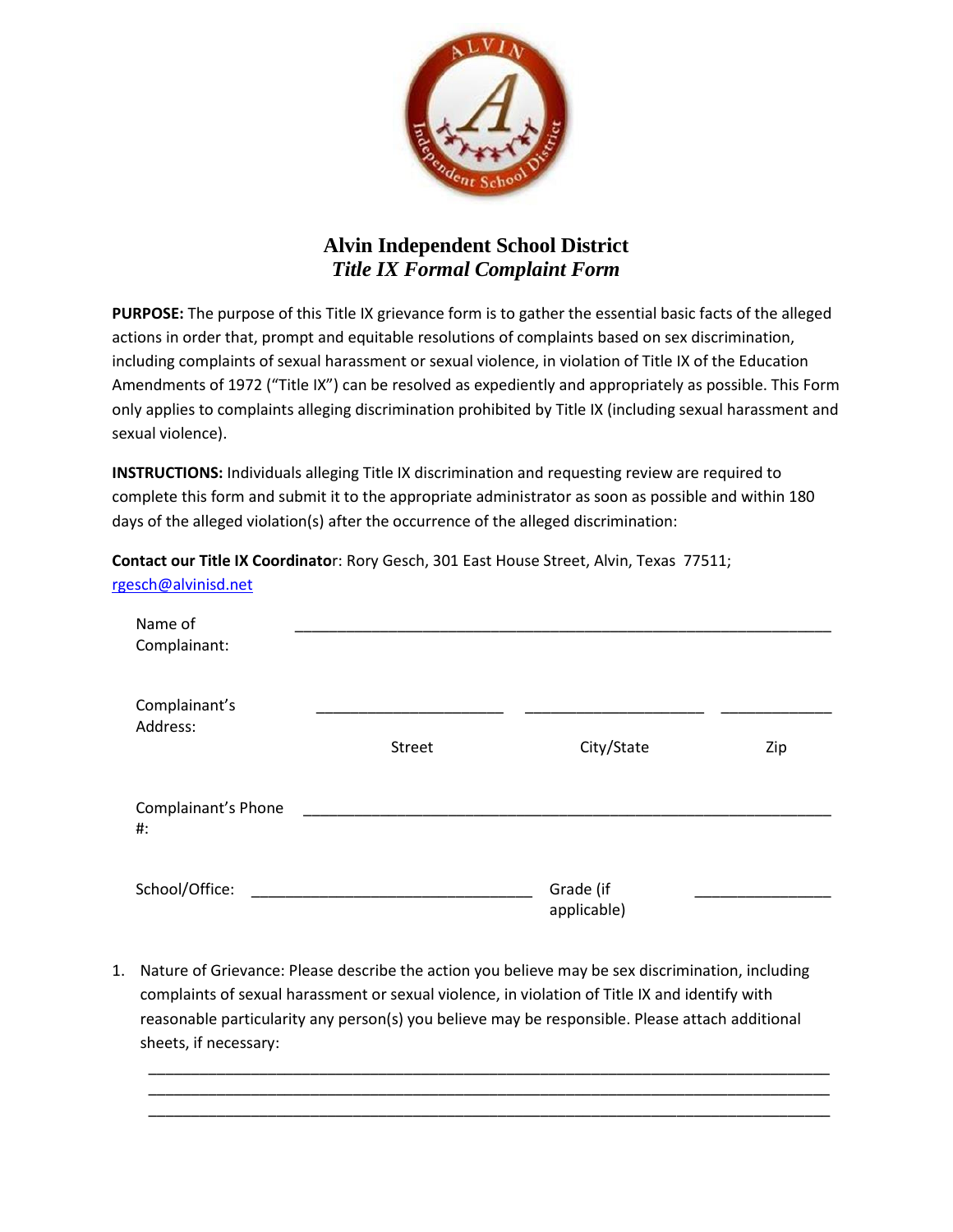# Alvin Independent School District

## *Title IX Formal Complaint Form*

**PURPOSE:** The purpose of this Title IX grievance form is to gather the essential basic facts of the alleged actions in order that, prompt and equitable resolutions of complaints based on sex discrimination, including complaints of sexual harassment or sexual violence, in violation of Title IX of the Education Amendments of 1972 ("Title IX") can be resolved as expediently and appropriately as possible. This Form only applies to complaints alleging discrimination prohibited by Title IX (including sexual harassment and sexual violence).

**INSTRUCTIONS:** Individuals alleging Title IX discrimination and requesting review are required to complete this form and submit it to the appropriate administrator as soon as possible and within 180 days of the alleged violation(s) after the occurrence of the alleged discrimination:

**Contact our Title IX Coordinato**r: Rory Gesch, 301 East House Street, Alvin, Texas 77511; rgesch@alvinisd.net

Name of Complainant: ____________________________________________

Complainant's Address: ______________________ ______________________ ______________
Street / City/State / Zip

Complainant's Phone #: ____________________________________________

School/Office: ________________________________ Grade (if applicable) ________________

1. Nature of Grievance: Please describe the action you believe may be sex discrimination, including complaints of sexual harassment or sexual violence, in violation of Title IX and identify with reasonable particularity any person(s) you believe may be responsible. Please attach additional sheets, if necessary:

   ________________________________________________________________________________
   ________________________________________________________________________________
   ________________________________________________________________________________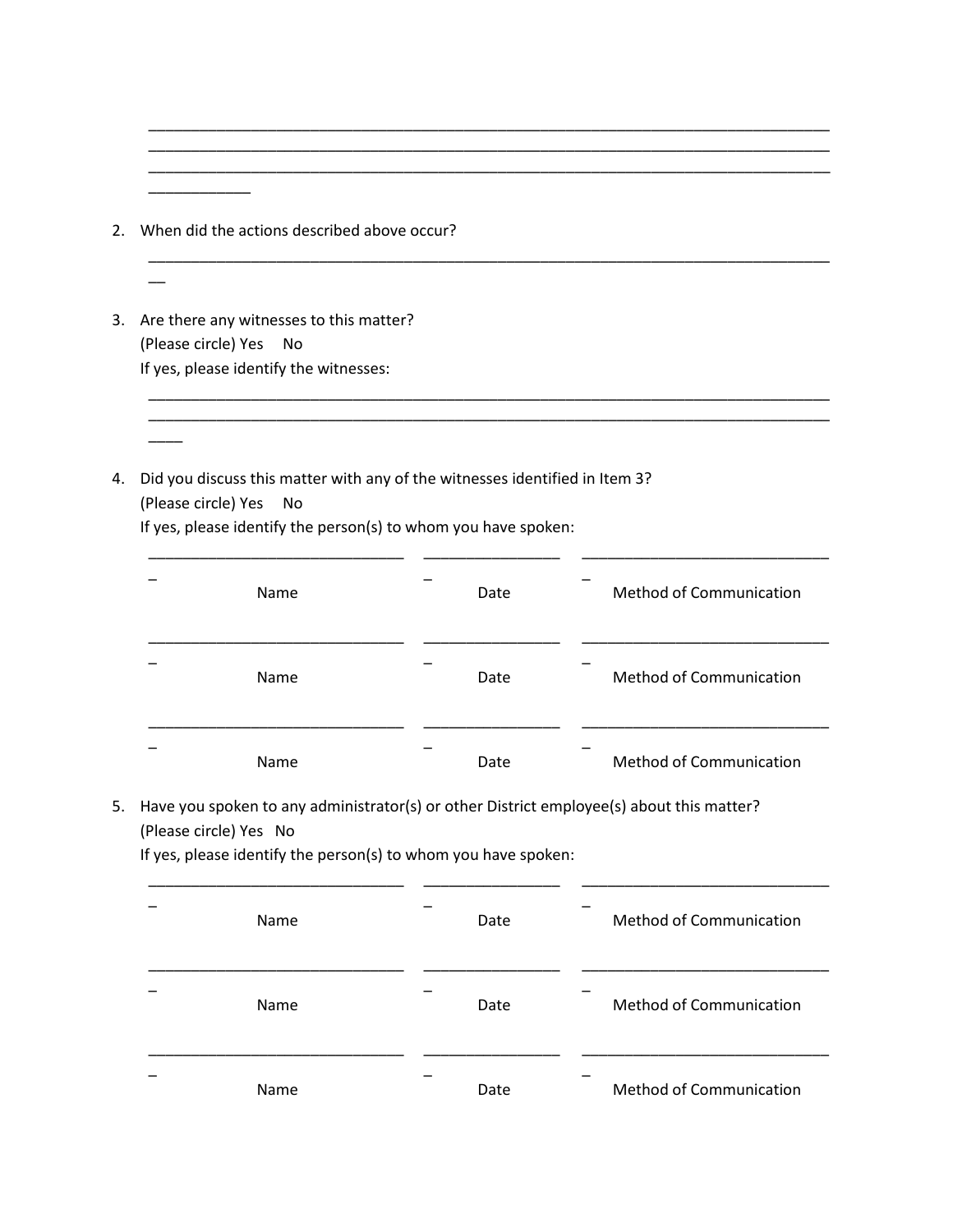______________________________________________________________________________
______________________________________________________________________________
______________________________________________________________________________
____________

2. When did the actions described above occur?

   ______________________________________________________________________________
   __

3. Are there any witnesses to this matter?
   (Please circle) Yes No
   If yes, please identify the witnesses:

   ______________________________________________________________________________
   ______________________________________________________________________________
   ____

4. Did you discuss this matter with any of the witnesses identified in Item 3?
   (Please circle) Yes No
   If yes, please identify the person(s) to whom you have spoken:

| Name | Date | Method of Communication |
| --- | --- | --- |
| | | |
| | | |
| | | |

5. Have you spoken to any administrator(s) or other District employee(s) about this matter?
   (Please circle) Yes No
   If yes, please identify the person(s) to whom you have spoken:

| Name | Date | Method of Communication |
| --- | --- | --- |
| | | |
| | | |
| | | |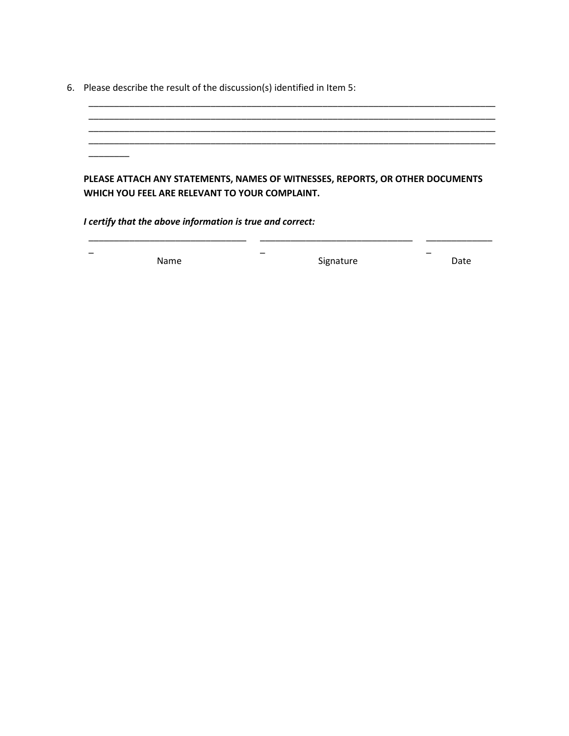6. Please describe the result of the discussion(s) identified in Item 5:

    ______________________________________________________________________________________
    ______________________________________________________________________________________
    ______________________________________________________________________________________
    ______________________________________________________________________________________
    ________

**PLEASE ATTACH ANY STATEMENTS, NAMES OF WITNESSES, REPORTS, OR OTHER DOCUMENTS WHICH YOU FEEL ARE RELEVANT TO YOUR COMPLAINT.**

***I certify that the above information is true and correct:***

| | | |
|---|---|---|
| _________________________________ | ________________________________ | ______________ |
| Name | Signature | Date |